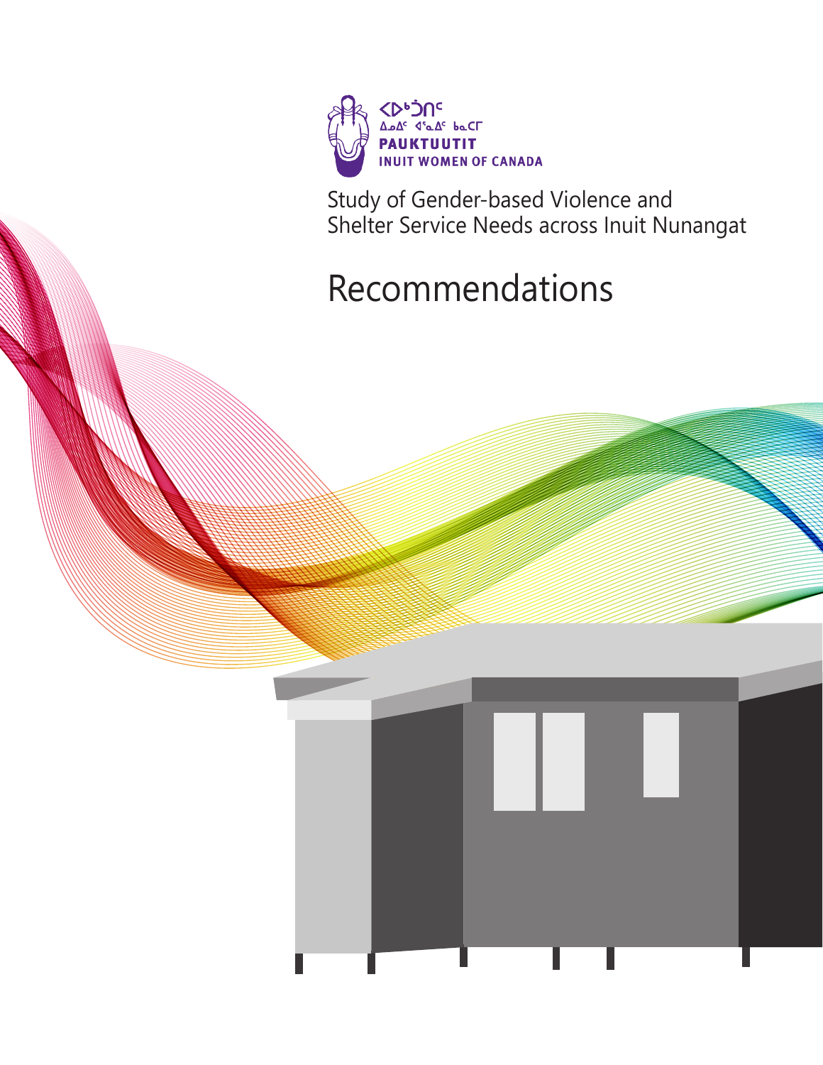ᐸᐅᒃᑑᑎᑦ
ᐃᓄᐃᑦ ᐊᕐᓇᐃᑦ ᑲᓇᑕᒥ
**PAUKTUUTIT**
**INUIT WOMEN OF CANADA**

Study of Gender-based Violence and Shelter Service Needs across Inuit Nunangat

# Recommendations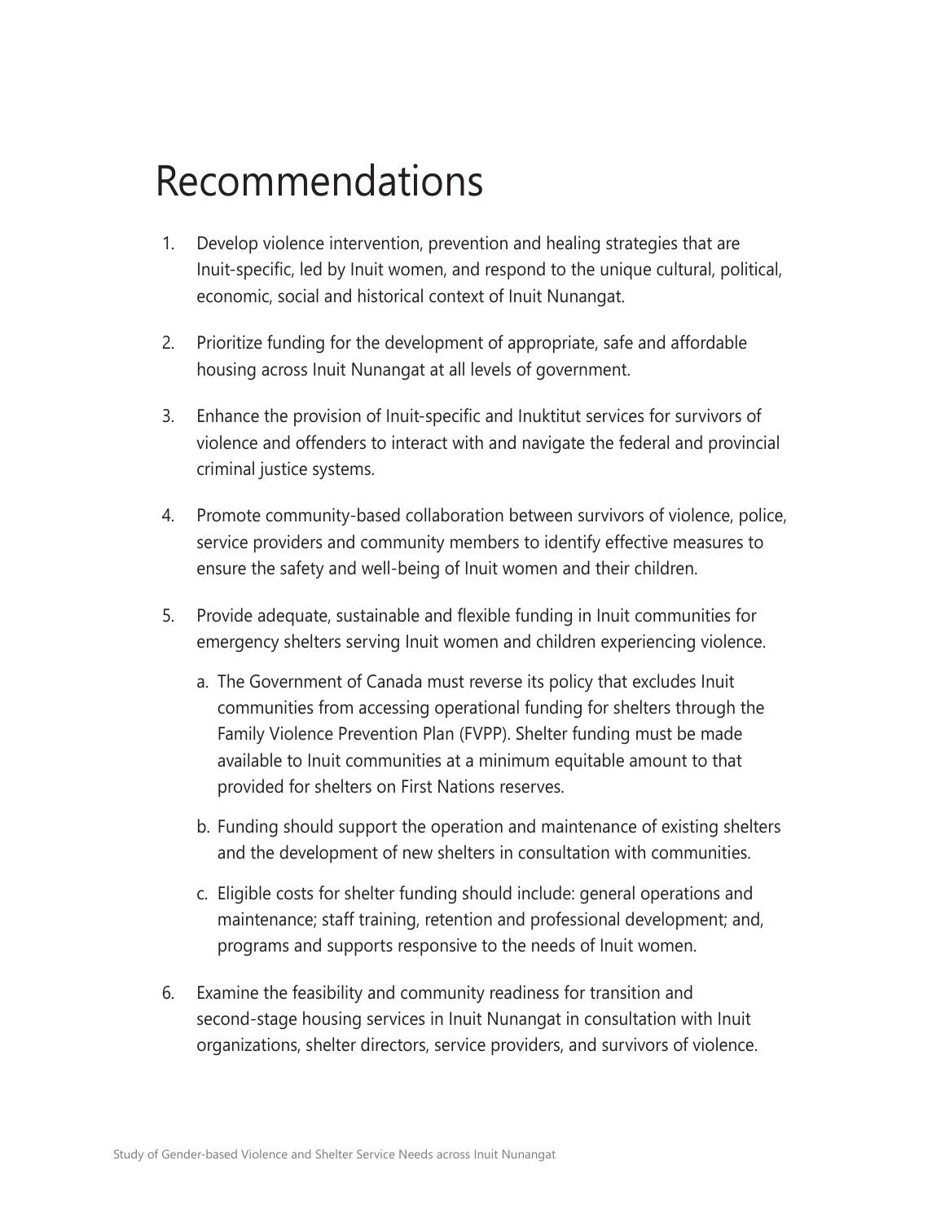# Recommendations

1. Develop violence intervention, prevention and healing strategies that are Inuit-specific, led by Inuit women, and respond to the unique cultural, political, economic, social and historical context of Inuit Nunangat.

2. Prioritize funding for the development of appropriate, safe and affordable housing across Inuit Nunangat at all levels of government.

3. Enhance the provision of Inuit-specific and Inuktitut services for survivors of violence and offenders to interact with and navigate the federal and provincial criminal justice systems.

4. Promote community-based collaboration between survivors of violence, police, service providers and community members to identify effective measures to ensure the safety and well-being of Inuit women and their children.

5. Provide adequate, sustainable and flexible funding in Inuit communities for emergency shelters serving Inuit women and children experiencing violence.

   a. The Government of Canada must reverse its policy that excludes Inuit communities from accessing operational funding for shelters through the Family Violence Prevention Plan (FVPP). Shelter funding must be made available to Inuit communities at a minimum equitable amount to that provided for shelters on First Nations reserves.

   b. Funding should support the operation and maintenance of existing shelters and the development of new shelters in consultation with communities.

   c. Eligible costs for shelter funding should include: general operations and maintenance; staff training, retention and professional development; and, programs and supports responsive to the needs of Inuit women.

6. Examine the feasibility and community readiness for transition and second-stage housing services in Inuit Nunangat in consultation with Inuit organizations, shelter directors, service providers, and survivors of violence.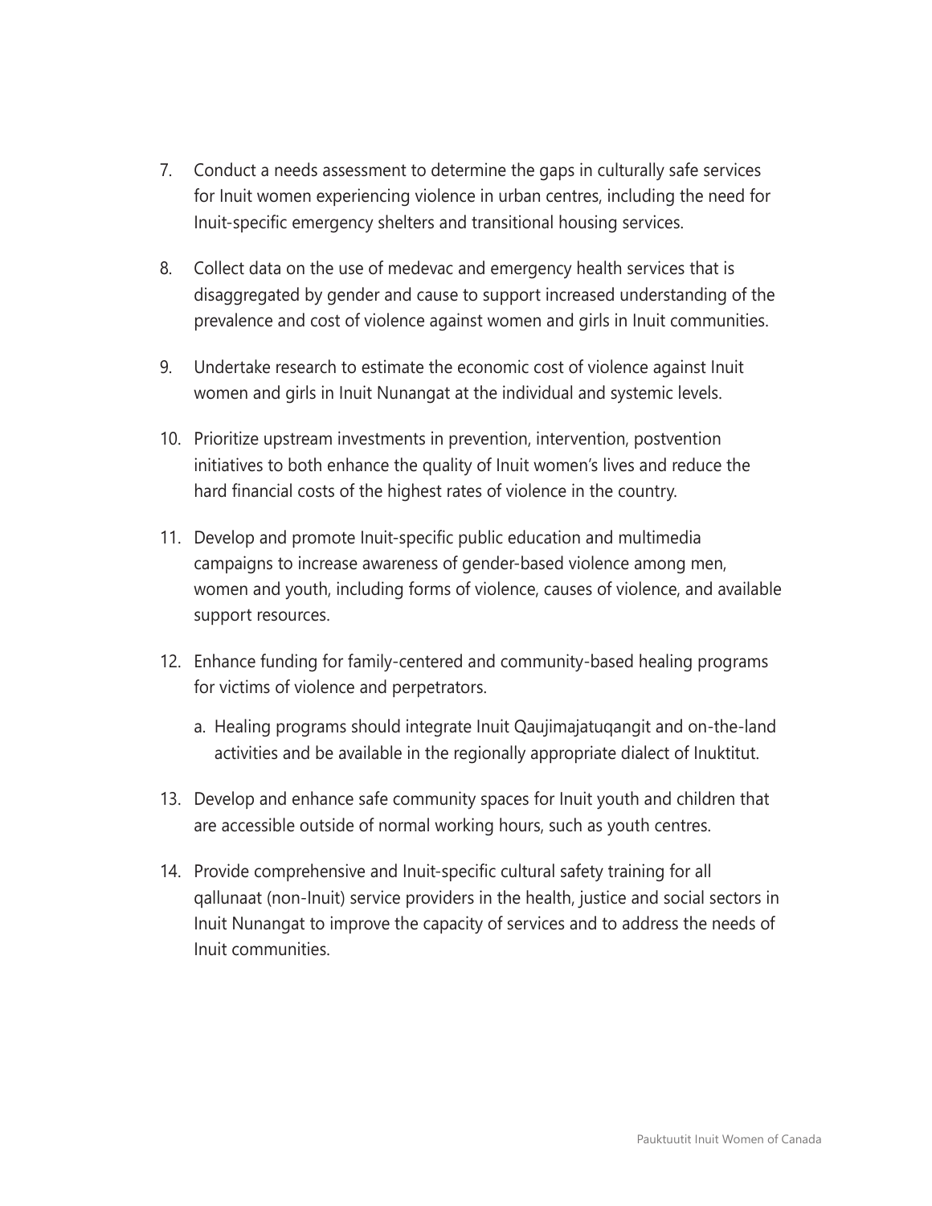7. Conduct a needs assessment to determine the gaps in culturally safe services for Inuit women experiencing violence in urban centres, including the need for Inuit-specific emergency shelters and transitional housing services.

8. Collect data on the use of medevac and emergency health services that is disaggregated by gender and cause to support increased understanding of the prevalence and cost of violence against women and girls in Inuit communities.

9. Undertake research to estimate the economic cost of violence against Inuit women and girls in Inuit Nunangat at the individual and systemic levels.

10. Prioritize upstream investments in prevention, intervention, postvention initiatives to both enhance the quality of Inuit women's lives and reduce the hard financial costs of the highest rates of violence in the country.

11. Develop and promote Inuit-specific public education and multimedia campaigns to increase awareness of gender-based violence among men, women and youth, including forms of violence, causes of violence, and available support resources.

12. Enhance funding for family-centered and community-based healing programs for victims of violence and perpetrators.

    a. Healing programs should integrate Inuit Qaujimajatuqangit and on-the-land activities and be available in the regionally appropriate dialect of Inuktitut.

13. Develop and enhance safe community spaces for Inuit youth and children that are accessible outside of normal working hours, such as youth centres.

14. Provide comprehensive and Inuit-specific cultural safety training for all qallunaat (non-Inuit) service providers in the health, justice and social sectors in Inuit Nunangat to improve the capacity of services and to address the needs of Inuit communities.